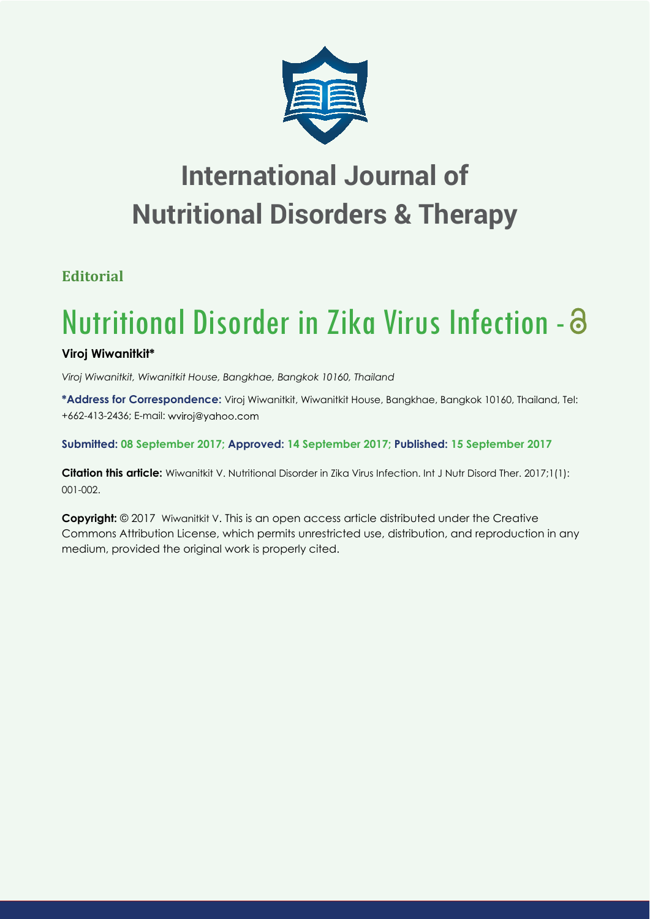# International Journal of Nutritional Disorders & Therapy

**Editorial**

# Nutritional Disorder in Zika Virus Infection -

**Viroj Wiwanitkit***

*Viroj Wiwanitkit, Wiwanitkit House, Bangkhae, Bangkok 10160, Thailand*

**\*Address for Correspondence:** Viroj Wiwanitkit, Wiwanitkit House, Bangkhae, Bangkok 10160, Thailand, Tel: +662-413-2436; E-mail: wviroj@yahoo.com

**Submitted: 08 September 2017; Approved: 14 September 2017; Published: 15 September 2017**

**Citation this article:** Wiwanitkit V. Nutritional Disorder in Zika Virus Infection. Int J Nutr Disord Ther. 2017;1(1): 001-002.

**Copyright:** © 2017 Wiwanitkit V. This is an open access article distributed under the Creative Commons Attribution License, which permits unrestricted use, distribution, and reproduction in any medium, provided the original work is properly cited.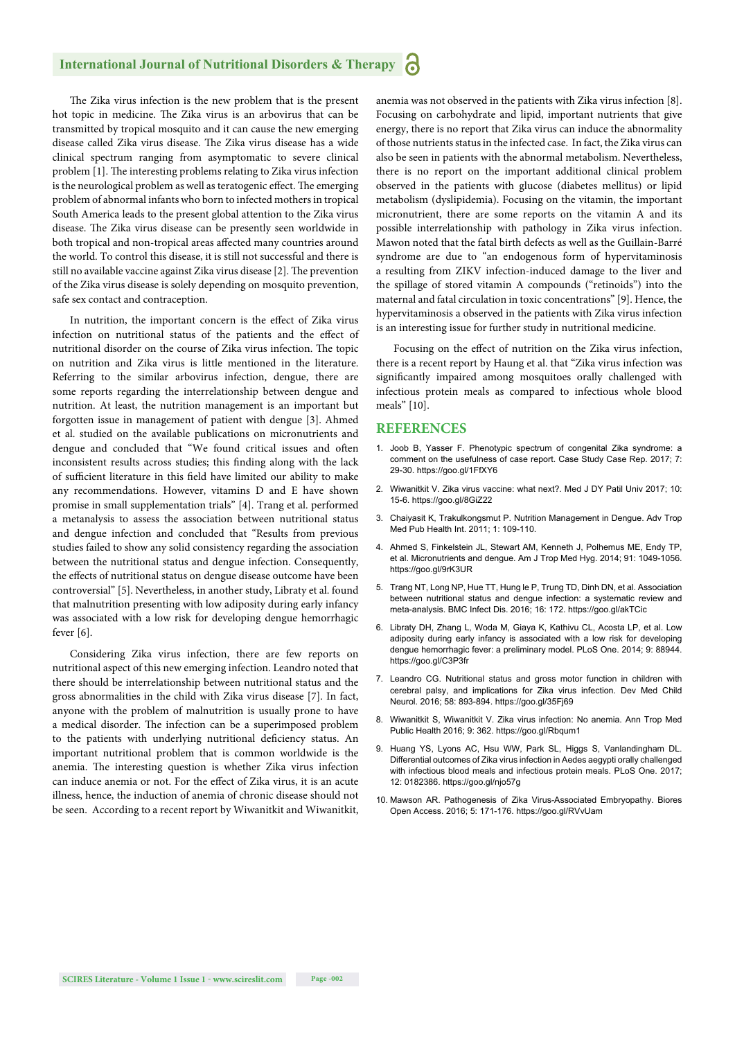The Zika virus infection is the new problem that is the present hot topic in medicine. The Zika virus is an arbovirus that can be transmitted by tropical mosquito and it can cause the new emerging disease called Zika virus disease. The Zika virus disease has a wide clinical spectrum ranging from asymptomatic to severe clinical problem [1]. The interesting problems relating to Zika virus infection is the neurological problem as well as teratogenic effect. The emerging problem of abnormal infants who born to infected mothers in tropical South America leads to the present global attention to the Zika virus disease. The Zika virus disease can be presently seen worldwide in both tropical and non-tropical areas affected many countries around the world. To control this disease, it is still not successful and there is still no available vaccine against Zika virus disease [2]. The prevention of the Zika virus disease is solely depending on mosquito prevention, safe sex contact and contraception.

In nutrition, the important concern is the effect of Zika virus infection on nutritional status of the patients and the effect of nutritional disorder on the course of Zika virus infection. The topic on nutrition and Zika virus is little mentioned in the literature. Referring to the similar arbovirus infection, dengue, there are some reports regarding the interrelationship between dengue and nutrition. At least, the nutrition management is an important but forgotten issue in management of patient with dengue [3]. Ahmed et al. studied on the available publications on micronutrients and dengue and concluded that "We found critical issues and often inconsistent results across studies; this finding along with the lack of sufficient literature in this field have limited our ability to make any recommendations. However, vitamins D and E have shown promise in small supplementation trials" [4]. Trang et al. performed a metanalysis to assess the association between nutritional status and dengue infection and concluded that "Results from previous studies failed to show any solid consistency regarding the association between the nutritional status and dengue infection. Consequently, the effects of nutritional status on dengue disease outcome have been controversial" [5]. Nevertheless, in another study, Libraty et al. found that malnutrition presenting with low adiposity during early infancy was associated with a low risk for developing dengue hemorrhagic fever [6].

Considering Zika virus infection, there are few reports on nutritional aspect of this new emerging infection. Leandro noted that there should be interrelationship between nutritional status and the gross abnormalities in the child with Zika virus disease [7]. In fact, anyone with the problem of malnutrition is usually prone to have a medical disorder. The infection can be a superimposed problem to the patients with underlying nutritional deficiency status. An important nutritional problem that is common worldwide is the anemia. The interesting question is whether Zika virus infection can induce anemia or not. For the effect of Zika virus, it is an acute illness, hence, the induction of anemia of chronic disease should not be seen. According to a recent report by Wiwanitkit and Wiwanitkit, anemia was not observed in the patients with Zika virus infection [8]. Focusing on carbohydrate and lipid, important nutrients that give energy, there is no report that Zika virus can induce the abnormality of those nutrients status in the infected case. In fact, the Zika virus can also be seen in the patients with the abnormal metabolism. Nevertheless, there is no report on the important additional clinical problem observed in the patients with glucose (diabetes mellitus) or lipid metabolism (dyslipidemia). Focusing on the vitamin, the important micronutrient, there are some reports on the vitamin A and its possible interrelationship with pathology in Zika virus infection. Mawon noted that the fatal birth defects as well as the Guillain-Barré syndrome are due to "an endogenous form of hypervitaminosis a resulting from ZIKV infection-induced damage to the liver and the spillage of stored vitamin A compounds ("retinoids") into the maternal and fatal circulation in toxic concentrations" [9]. Hence, the hypervitaminosis a observed in the patients with Zika virus infection is an interesting issue for further study in nutritional medicine.

Focusing on the effect of nutrition on the Zika virus infection, there is a recent report by Haung et al. that "Zika virus infection was significantly impaired among mosquitoes orally challenged with infectious protein meals as compared to infectious whole blood meals" [10].

## REFERENCES

1. Joob B, Yasser F. Phenotypic spectrum of congenital Zika syndrome: a comment on the usefulness of case report. Case Study Case Rep. 2017; 7: 29-30. https://goo.gl/1FfXY6
2. Wiwanitkit V. Zika virus vaccine: what next?. Med J DY Patil Univ 2017; 10: 15-6. https://goo.gl/8GiZ22
3. Chaiyasit K, Trakulkongsmut P. Nutrition Management in Dengue. Adv Trop Med Pub Health Int. 2011; 1: 109-110.
4. Ahmed S, Finkelstein JL, Stewart AM, Kenneth J, Polhemus ME, Endy TP, et al. Micronutrients and dengue. Am J Trop Med Hyg. 2014; 91: 1049-1056. https://goo.gl/9rK3UR
5. Trang NT, Long NP, Hue TT, Hung le P, Trung TD, Dinh DN, et al. Association between nutritional status and dengue infection: a systematic review and meta-analysis. BMC Infect Dis. 2016; 16: 172. https://goo.gl/akTCic
6. Libraty DH, Zhang L, Woda M, Giaya K, Kathivu CL, Acosta LP, et al. Low adiposity during early infancy is associated with a low risk for developing dengue hemorrhagic fever: a preliminary model. PLoS One. 2014; 9: 88944. https://goo.gl/C3P3fr
7. Leandro CG. Nutritional status and gross motor function in children with cerebral palsy, and implications for Zika virus infection. Dev Med Child Neurol. 2016; 58: 893-894. https://goo.gl/35Fj69
8. Wiwanitkit S, Wiwanitkit V. Zika virus infection: No anemia. Ann Trop Med Public Health 2016; 9: 362. https://goo.gl/Rbqum1
9. Huang YS, Lyons AC, Hsu WW, Park SL, Higgs S, Vanlandingham DL. Differential outcomes of Zika virus infection in Aedes aegypti orally challenged with infectious blood meals and infectious protein meals. PLoS One. 2017; 12: 0182386. https://goo.gl/njo57g
10. Mawson AR. Pathogenesis of Zika Virus-Associated Embryopathy. Biores Open Access. 2016; 5: 171-176. https://goo.gl/RVvUam